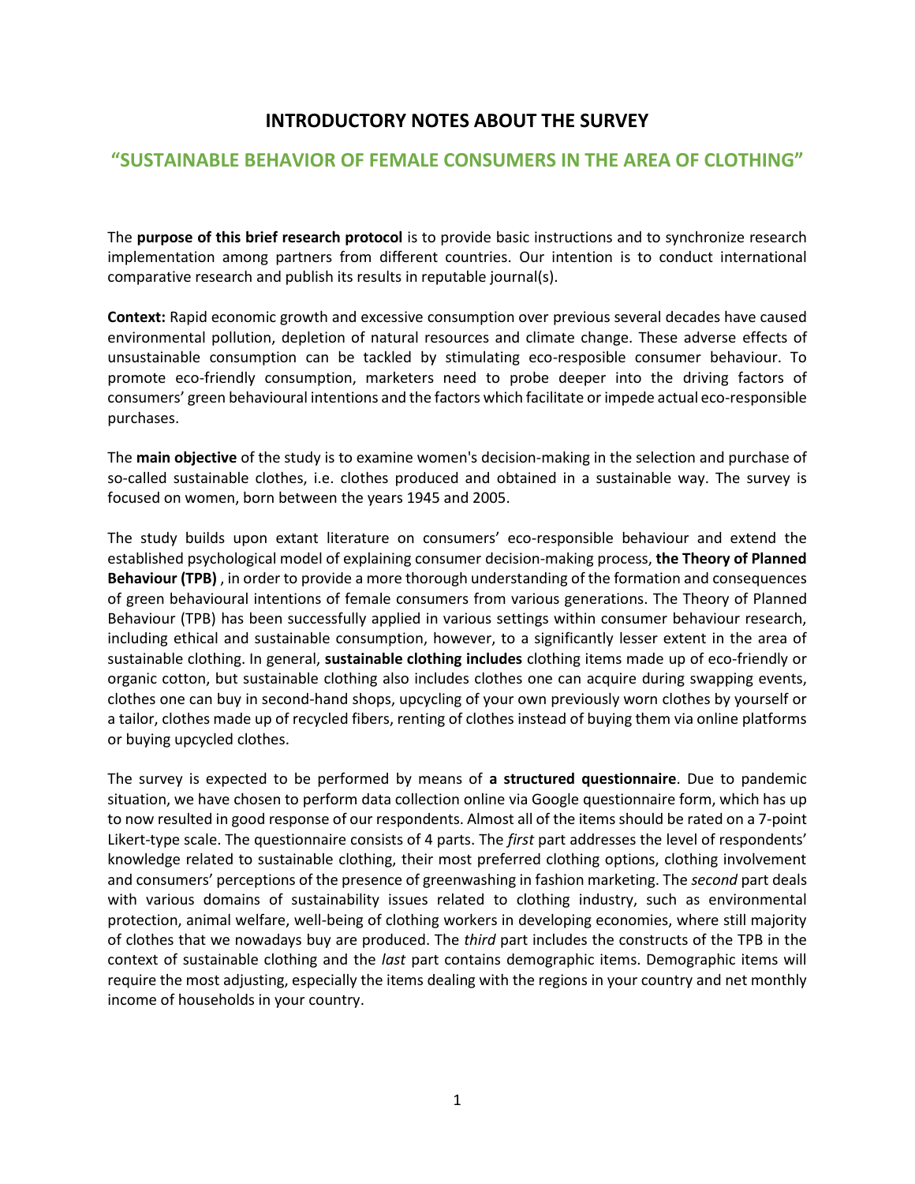# INTRODUCTORY NOTES ABOUT THE SURVEY

## "SUSTAINABLE BEHAVIOR OF FEMALE CONSUMERS IN THE AREA OF CLOTHING"

The **purpose of this brief research protocol** is to provide basic instructions and to synchronize research implementation among partners from different countries. Our intention is to conduct international comparative research and publish its results in reputable journal(s).

**Context:** Rapid economic growth and excessive consumption over previous several decades have caused environmental pollution, depletion of natural resources and climate change. These adverse effects of unsustainable consumption can be tackled by stimulating eco-resposible consumer behaviour. To promote eco-friendly consumption, marketers need to probe deeper into the driving factors of consumers' green behavioural intentions and the factors which facilitate or impede actual eco-responsible purchases.

The **main objective** of the study is to examine women's decision-making in the selection and purchase of so-called sustainable clothes, i.e. clothes produced and obtained in a sustainable way. The survey is focused on women, born between the years 1945 and 2005.

The study builds upon extant literature on consumers' eco-responsible behaviour and extend the established psychological model of explaining consumer decision-making process, **the Theory of Planned Behaviour (TPB)** , in order to provide a more thorough understanding of the formation and consequences of green behavioural intentions of female consumers from various generations. The Theory of Planned Behaviour (TPB) has been successfully applied in various settings within consumer behaviour research, including ethical and sustainable consumption, however, to a significantly lesser extent in the area of sustainable clothing. In general, **sustainable clothing includes** clothing items made up of eco-friendly or organic cotton, but sustainable clothing also includes clothes one can acquire during swapping events, clothes one can buy in second-hand shops, upcycling of your own previously worn clothes by yourself or a tailor, clothes made up of recycled fibers, renting of clothes instead of buying them via online platforms or buying upcycled clothes.

The survey is expected to be performed by means of **a structured questionnaire**. Due to pandemic situation, we have chosen to perform data collection online via Google questionnaire form, which has up to now resulted in good response of our respondents. Almost all of the items should be rated on a 7-point Likert-type scale. The questionnaire consists of 4 parts. The *first* part addresses the level of respondents' knowledge related to sustainable clothing, their most preferred clothing options, clothing involvement and consumers' perceptions of the presence of greenwashing in fashion marketing. The *second* part deals with various domains of sustainability issues related to clothing industry, such as environmental protection, animal welfare, well-being of clothing workers in developing economies, where still majority of clothes that we nowadays buy are produced. The *third* part includes the constructs of the TPB in the context of sustainable clothing and the *last* part contains demographic items. Demographic items will require the most adjusting, especially the items dealing with the regions in your country and net monthly income of households in your country.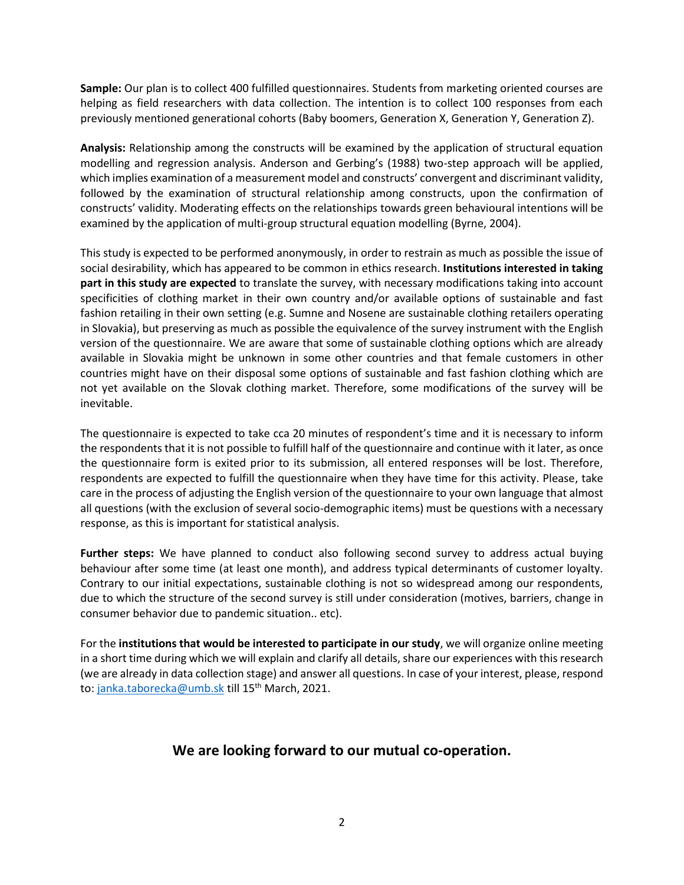**Sample:** Our plan is to collect 400 fulfilled questionnaires. Students from marketing oriented courses are helping as field researchers with data collection. The intention is to collect 100 responses from each previously mentioned generational cohorts (Baby boomers, Generation X, Generation Y, Generation Z).

**Analysis:** Relationship among the constructs will be examined by the application of structural equation modelling and regression analysis. Anderson and Gerbing's (1988) two-step approach will be applied, which implies examination of a measurement model and constructs' convergent and discriminant validity, followed by the examination of structural relationship among constructs, upon the confirmation of constructs' validity. Moderating effects on the relationships towards green behavioural intentions will be examined by the application of multi-group structural equation modelling (Byrne, 2004).

This study is expected to be performed anonymously, in order to restrain as much as possible the issue of social desirability, which has appeared to be common in ethics research. **Institutions interested in taking part in this study are expected** to translate the survey, with necessary modifications taking into account specificities of clothing market in their own country and/or available options of sustainable and fast fashion retailing in their own setting (e.g. Sumne and Nosene are sustainable clothing retailers operating in Slovakia), but preserving as much as possible the equivalence of the survey instrument with the English version of the questionnaire. We are aware that some of sustainable clothing options which are already available in Slovakia might be unknown in some other countries and that female customers in other countries might have on their disposal some options of sustainable and fast fashion clothing which are not yet available on the Slovak clothing market. Therefore, some modifications of the survey will be inevitable.

The questionnaire is expected to take cca 20 minutes of respondent's time and it is necessary to inform the respondents that it is not possible to fulfill half of the questionnaire and continue with it later, as once the questionnaire form is exited prior to its submission, all entered responses will be lost. Therefore, respondents are expected to fulfill the questionnaire when they have time for this activity. Please, take care in the process of adjusting the English version of the questionnaire to your own language that almost all questions (with the exclusion of several socio-demographic items) must be questions with a necessary response, as this is important for statistical analysis.

**Further steps:** We have planned to conduct also following second survey to address actual buying behaviour after some time (at least one month), and address typical determinants of customer loyalty. Contrary to our initial expectations, sustainable clothing is not so widespread among our respondents, due to which the structure of the second survey is still under consideration (motives, barriers, change in consumer behavior due to pandemic situation.. etc).

For the **institutions that would be interested to participate in our study**, we will organize online meeting in a short time during which we will explain and clarify all details, share our experiences with this research (we are already in data collection stage) and answer all questions. In case of your interest, please, respond to: janka.taborecka@umb.sk till 15th March, 2021.

## We are looking forward to our mutual co-operation.